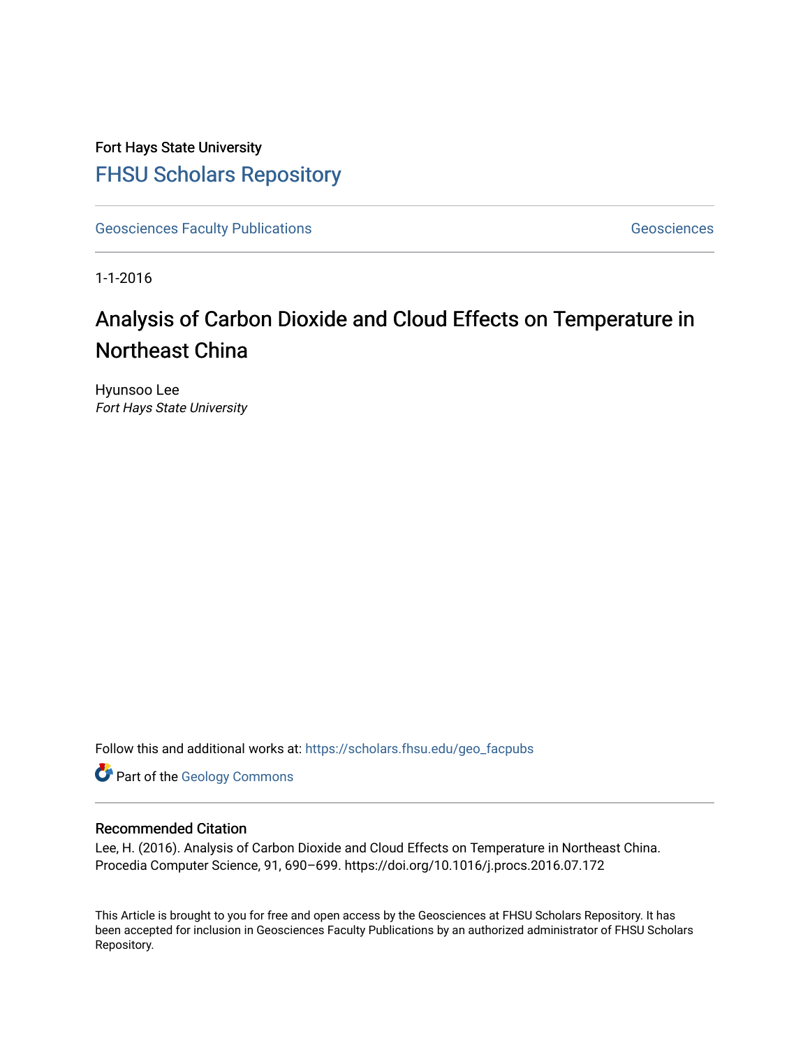Fort Hays State University

# FHSU Scholars Repository

Geosciences Faculty Publications | Geosciences

1-1-2016

## Analysis of Carbon Dioxide and Cloud Effects on Temperature in Northeast China

Hyunsoo Lee
*Fort Hays State University*

Follow this and additional works at: https://scholars.fhsu.edu/geo_facpubs

Part of the Geology Commons

### Recommended Citation

Lee, H. (2016). Analysis of Carbon Dioxide and Cloud Effects on Temperature in Northeast China. Procedia Computer Science, 91, 690–699. https://doi.org/10.1016/j.procs.2016.07.172

This Article is brought to you for free and open access by the Geosciences at FHSU Scholars Repository. It has been accepted for inclusion in Geosciences Faculty Publications by an authorized administrator of FHSU Scholars Repository.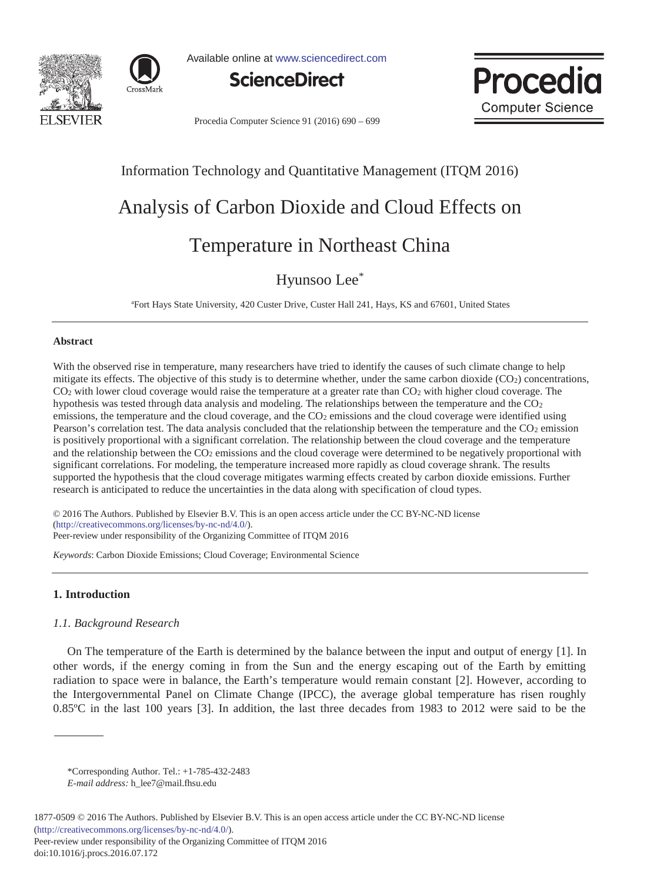Information Technology and Quantitative Management (ITQM 2016)

# Analysis of Carbon Dioxide and Cloud Effects on Temperature in Northeast China

Hyunsoo Lee*

[a]Fort Hays State University, 420 Custer Drive, Custer Hall 241, Hays, KS and 67601, United States

## Abstract

With the observed rise in temperature, many researchers have tried to identify the causes of such climate change to help mitigate its effects. The objective of this study is to determine whether, under the same carbon dioxide ($CO_2$) concentrations, $CO_2$ with lower cloud coverage would raise the temperature at a greater rate than $CO_2$ with higher cloud coverage. The hypothesis was tested through data analysis and modeling. The relationships between the temperature and the $CO_2$ emissions, the temperature and the cloud coverage, and the $CO_2$ emissions and the cloud coverage were identified using Pearson's correlation test. The data analysis concluded that the relationship between the temperature and the $CO_2$ emission is positively proportional with a significant correlation. The relationship between the cloud coverage and the temperature and the relationship between the $CO_2$ emissions and the cloud coverage were determined to be negatively proportional with significant correlations. For modeling, the temperature increased more rapidly as cloud coverage shrank. The results supported the hypothesis that the cloud coverage mitigates warming effects created by carbon dioxide emissions. Further research is anticipated to reduce the uncertainties in the data along with specification of cloud types.

© 2016 The Authors. Published by Elsevier B.V. This is an open access article under the CC BY-NC-ND license (http://creativecommons.org/licenses/by-nc-nd/4.0/).
Peer-review under responsibility of the Organizing Committee of ITQM 2016

*Keywords*: Carbon Dioxide Emissions; Cloud Coverage; Environmental Science

## 1. Introduction

### *1.1. Background Research*

On The temperature of the Earth is determined by the balance between the input and output of energy [1]. In other words, if the energy coming in from the Sun and the energy escaping out of the Earth by emitting radiation to space were in balance, the Earth's temperature would remain constant [2]. However, according to the Intergovernmental Panel on Climate Change (IPCC), the average global temperature has risen roughly 0.85ºC in the last 100 years [3]. In addition, the last three decades from 1983 to 2012 were said to be the

*Corresponding Author. Tel.: +1-785-432-2483
*E-mail address:* h_lee7@mail.fhsu.edu

1877-0509 © 2016 The Authors. Published by Elsevier B.V. This is an open access article under the CC BY-NC-ND license (http://creativecommons.org/licenses/by-nc-nd/4.0/).
Peer-review under responsibility of the Organizing Committee of ITQM 2016
doi:10.1016/j.procs.2016.07.172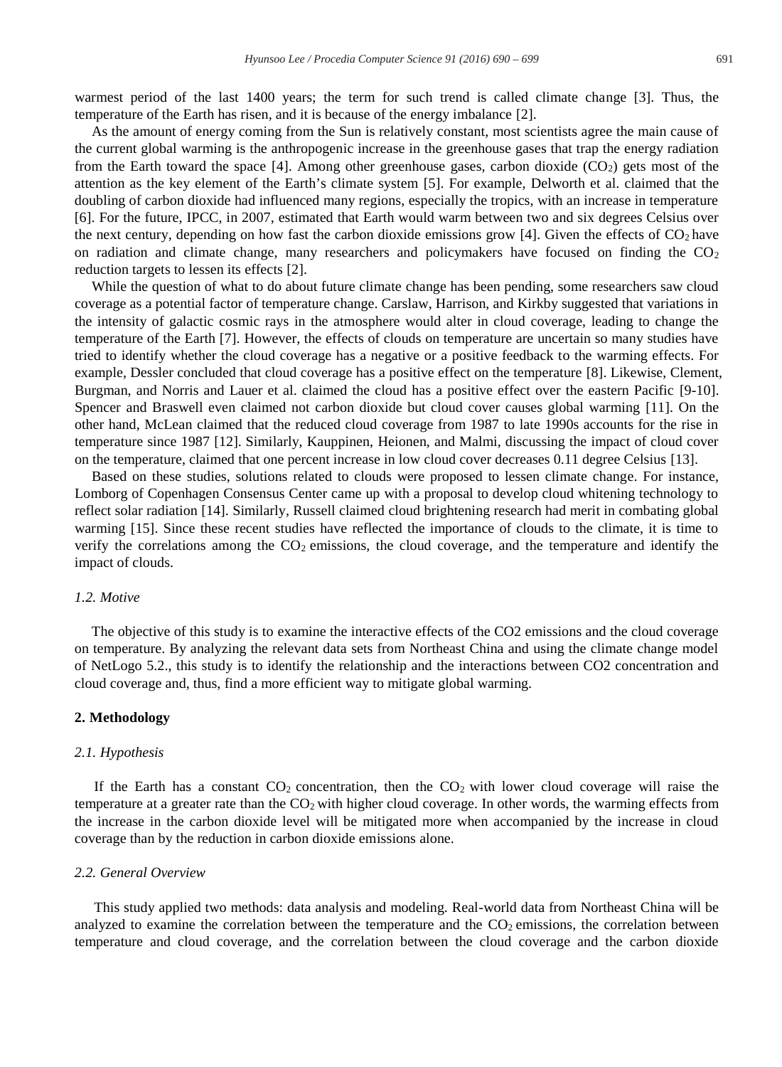warmest period of the last 1400 years; the term for such trend is called climate change [3]. Thus, the temperature of the Earth has risen, and it is because of the energy imbalance [2].

As the amount of energy coming from the Sun is relatively constant, most scientists agree the main cause of the current global warming is the anthropogenic increase in the greenhouse gases that trap the energy radiation from the Earth toward the space [4]. Among other greenhouse gases, carbon dioxide ($CO_2$) gets most of the attention as the key element of the Earth's climate system [5]. For example, Delworth et al. claimed that the doubling of carbon dioxide had influenced many regions, especially the tropics, with an increase in temperature [6]. For the future, IPCC, in 2007, estimated that Earth would warm between two and six degrees Celsius over the next century, depending on how fast the carbon dioxide emissions grow [4]. Given the effects of $CO_2$ have on radiation and climate change, many researchers and policymakers have focused on finding the $CO_2$ reduction targets to lessen its effects [2].

While the question of what to do about future climate change has been pending, some researchers saw cloud coverage as a potential factor of temperature change. Carslaw, Harrison, and Kirkby suggested that variations in the intensity of galactic cosmic rays in the atmosphere would alter in cloud coverage, leading to change the temperature of the Earth [7]. However, the effects of clouds on temperature are uncertain so many studies have tried to identify whether the cloud coverage has a negative or a positive feedback to the warming effects. For example, Dessler concluded that cloud coverage has a positive effect on the temperature [8]. Likewise, Clement, Burgman, and Norris and Lauer et al. claimed the cloud has a positive effect over the eastern Pacific [9-10]. Spencer and Braswell even claimed not carbon dioxide but cloud cover causes global warming [11]. On the other hand, McLean claimed that the reduced cloud coverage from 1987 to late 1990s accounts for the rise in temperature since 1987 [12]. Similarly, Kauppinen, Heionen, and Malmi, discussing the impact of cloud cover on the temperature, claimed that one percent increase in low cloud cover decreases 0.11 degree Celsius [13].

Based on these studies, solutions related to clouds were proposed to lessen climate change. For instance, Lomborg of Copenhagen Consensus Center came up with a proposal to develop cloud whitening technology to reflect solar radiation [14]. Similarly, Russell claimed cloud brightening research had merit in combating global warming [15]. Since these recent studies have reflected the importance of clouds to the climate, it is time to verify the correlations among the $CO_2$ emissions, the cloud coverage, and the temperature and identify the impact of clouds.

### *1.2. Motive*

The objective of this study is to examine the interactive effects of the CO2 emissions and the cloud coverage on temperature. By analyzing the relevant data sets from Northeast China and using the climate change model of NetLogo 5.2., this study is to identify the relationship and the interactions between CO2 concentration and cloud coverage and, thus, find a more efficient way to mitigate global warming.

## **2. Methodology**

### *2.1. Hypothesis*

If the Earth has a constant $CO_2$ concentration, then the $CO_2$ with lower cloud coverage will raise the temperature at a greater rate than the $CO_2$ with higher cloud coverage. In other words, the warming effects from the increase in the carbon dioxide level will be mitigated more when accompanied by the increase in cloud coverage than by the reduction in carbon dioxide emissions alone.

### *2.2. General Overview*

This study applied two methods: data analysis and modeling. Real-world data from Northeast China will be analyzed to examine the correlation between the temperature and the $CO_2$ emissions, the correlation between temperature and cloud coverage, and the correlation between the cloud coverage and the carbon dioxide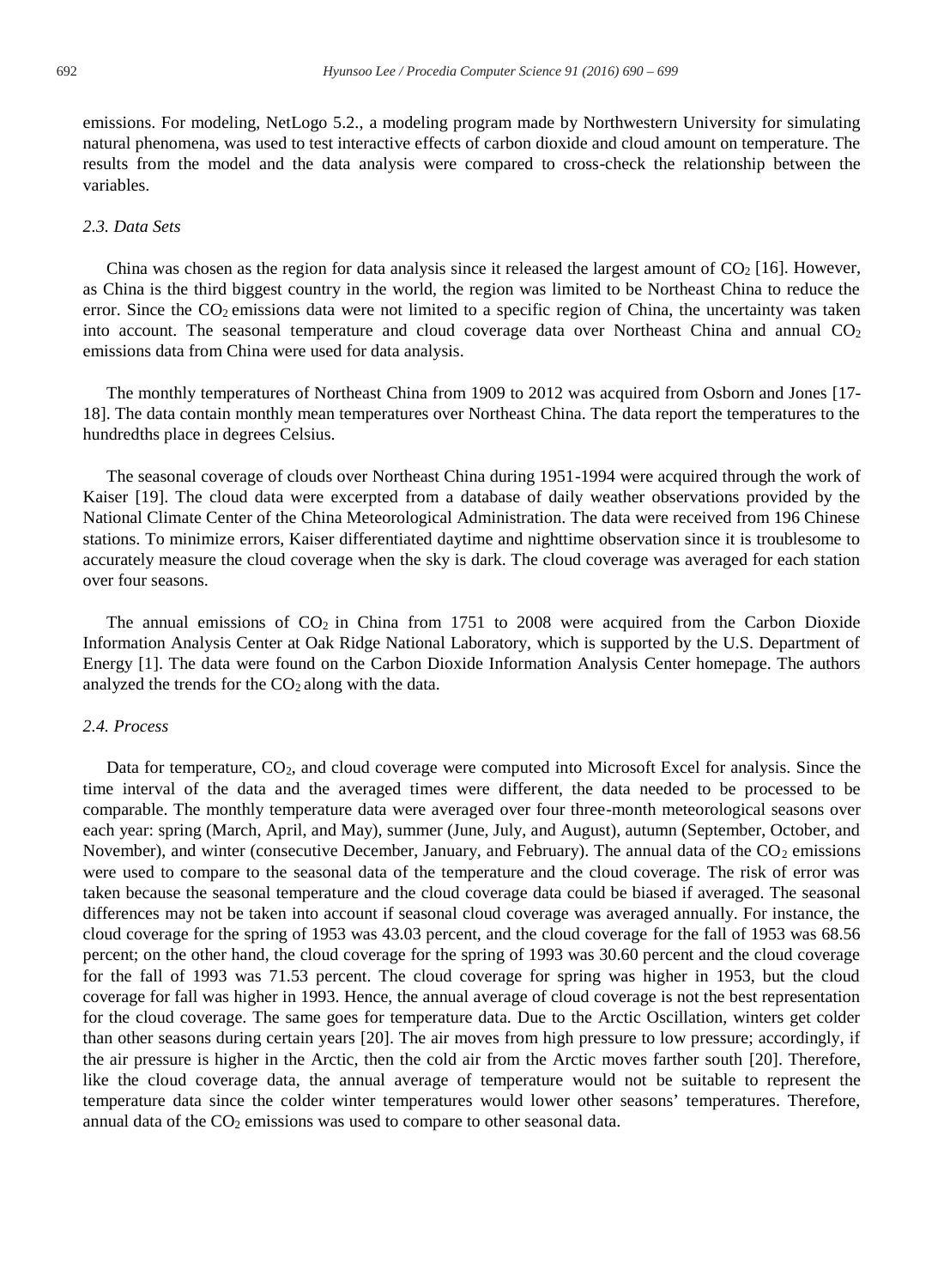emissions. For modeling, NetLogo 5.2., a modeling program made by Northwestern University for simulating natural phenomena, was used to test interactive effects of carbon dioxide and cloud amount on temperature. The results from the model and the data analysis were compared to cross-check the relationship between the variables.

### *2.3. Data Sets*

China was chosen as the region for data analysis since it released the largest amount of $CO_2$ [16]. However, as China is the third biggest country in the world, the region was limited to be Northeast China to reduce the error. Since the $CO_2$ emissions data were not limited to a specific region of China, the uncertainty was taken into account. The seasonal temperature and cloud coverage data over Northeast China and annual $CO_2$ emissions data from China were used for data analysis.

The monthly temperatures of Northeast China from 1909 to 2012 was acquired from Osborn and Jones [17-18]. The data contain monthly mean temperatures over Northeast China. The data report the temperatures to the hundredths place in degrees Celsius.

The seasonal coverage of clouds over Northeast China during 1951-1994 were acquired through the work of Kaiser [19]. The cloud data were excerpted from a database of daily weather observations provided by the National Climate Center of the China Meteorological Administration. The data were received from 196 Chinese stations. To minimize errors, Kaiser differentiated daytime and nighttime observation since it is troublesome to accurately measure the cloud coverage when the sky is dark. The cloud coverage was averaged for each station over four seasons.

The annual emissions of $CO_2$ in China from 1751 to 2008 were acquired from the Carbon Dioxide Information Analysis Center at Oak Ridge National Laboratory, which is supported by the U.S. Department of Energy [1]. The data were found on the Carbon Dioxide Information Analysis Center homepage. The authors analyzed the trends for the $CO_2$ along with the data.

### *2.4. Process*

Data for temperature, $CO_2$, and cloud coverage were computed into Microsoft Excel for analysis. Since the time interval of the data and the averaged times were different, the data needed to be processed to be comparable. The monthly temperature data were averaged over four three-month meteorological seasons over each year: spring (March, April, and May), summer (June, July, and August), autumn (September, October, and November), and winter (consecutive December, January, and February). The annual data of the $CO_2$ emissions were used to compare to the seasonal data of the temperature and the cloud coverage. The risk of error was taken because the seasonal temperature and the cloud coverage data could be biased if averaged. The seasonal differences may not be taken into account if seasonal cloud coverage was averaged annually. For instance, the cloud coverage for the spring of 1953 was 43.03 percent, and the cloud coverage for the fall of 1953 was 68.56 percent; on the other hand, the cloud coverage for the spring of 1993 was 30.60 percent and the cloud coverage for the fall of 1993 was 71.53 percent. The cloud coverage for spring was higher in 1953, but the cloud coverage for fall was higher in 1993. Hence, the annual average of cloud coverage is not the best representation for the cloud coverage. The same goes for temperature data. Due to the Arctic Oscillation, winters get colder than other seasons during certain years [20]. The air moves from high pressure to low pressure; accordingly, if the air pressure is higher in the Arctic, then the cold air from the Arctic moves farther south [20]. Therefore, like the cloud coverage data, the annual average of temperature would not be suitable to represent the temperature data since the colder winter temperatures would lower other seasons' temperatures. Therefore, annual data of the $CO_2$ emissions was used to compare to other seasonal data.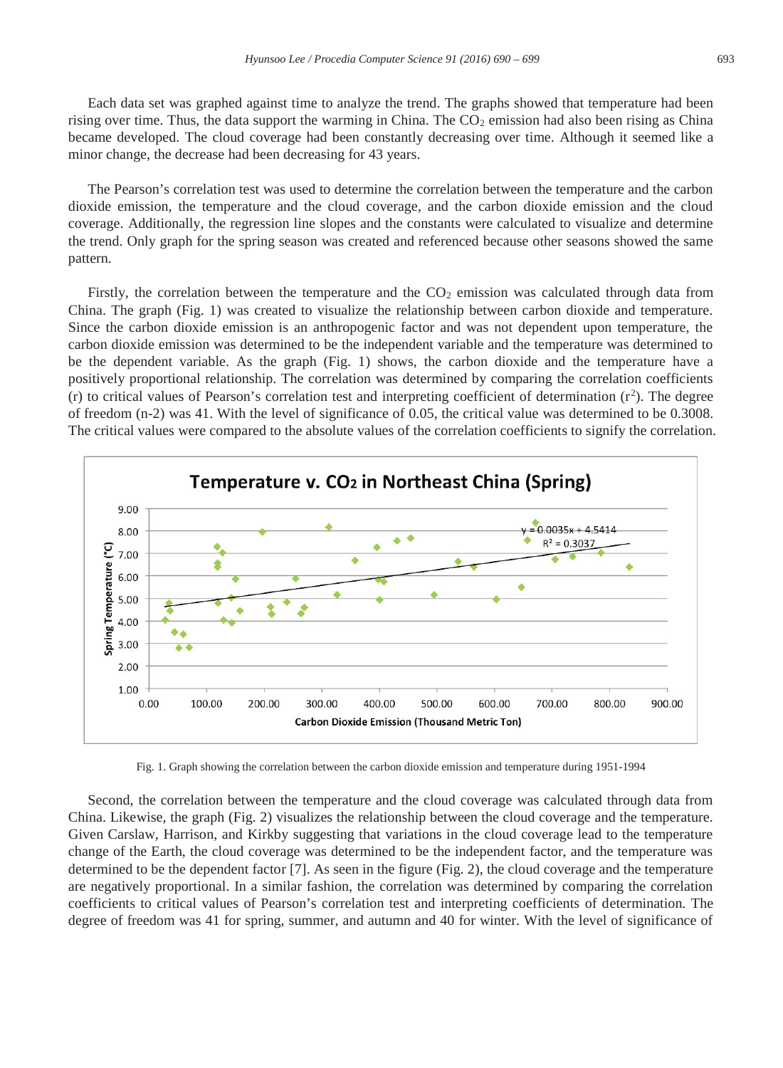Each data set was graphed against time to analyze the trend. The graphs showed that temperature had been rising over time. Thus, the data support the warming in China. The $CO_2$ emission had also been rising as China became developed. The cloud coverage had been constantly decreasing over time. Although it seemed like a minor change, the decrease had been decreasing for 43 years.

The Pearson's correlation test was used to determine the correlation between the temperature and the carbon dioxide emission, the temperature and the cloud coverage, and the carbon dioxide emission and the cloud coverage. Additionally, the regression line slopes and the constants were calculated to visualize and determine the trend. Only graph for the spring season was created and referenced because other seasons showed the same pattern.

Firstly, the correlation between the temperature and the $CO_2$ emission was calculated through data from China. The graph (Fig. 1) was created to visualize the relationship between carbon dioxide and temperature. Since the carbon dioxide emission is an anthropogenic factor and was not dependent upon temperature, the carbon dioxide emission was determined to be the independent variable and the temperature was determined to be the dependent variable. As the graph (Fig. 1) shows, the carbon dioxide and the temperature have a positively proportional relationship. The correlation was determined by comparing the correlation coefficients (r) to critical values of Pearson's correlation test and interpreting coefficient of determination ($r^2$). The degree of freedom (n-2) was 41. With the level of significance of 0.05, the critical value was determined to be 0.3008. The critical values were compared to the absolute values of the correlation coefficients to signify the correlation.

Fig. 1. Graph showing the correlation between the carbon dioxide emission and temperature during 1951-1994

Second, the correlation between the temperature and the cloud coverage was calculated through data from China. Likewise, the graph (Fig. 2) visualizes the relationship between the cloud coverage and the temperature. Given Carslaw, Harrison, and Kirkby suggesting that variations in the cloud coverage lead to the temperature change of the Earth, the cloud coverage was determined to be the independent factor, and the temperature was determined to be the dependent factor [7]. As seen in the figure (Fig. 2), the cloud coverage and the temperature are negatively proportional. In a similar fashion, the correlation was determined by comparing the correlation coefficients to critical values of Pearson's correlation test and interpreting coefficients of determination. The degree of freedom was 41 for spring, summer, and autumn and 40 for winter. With the level of significance of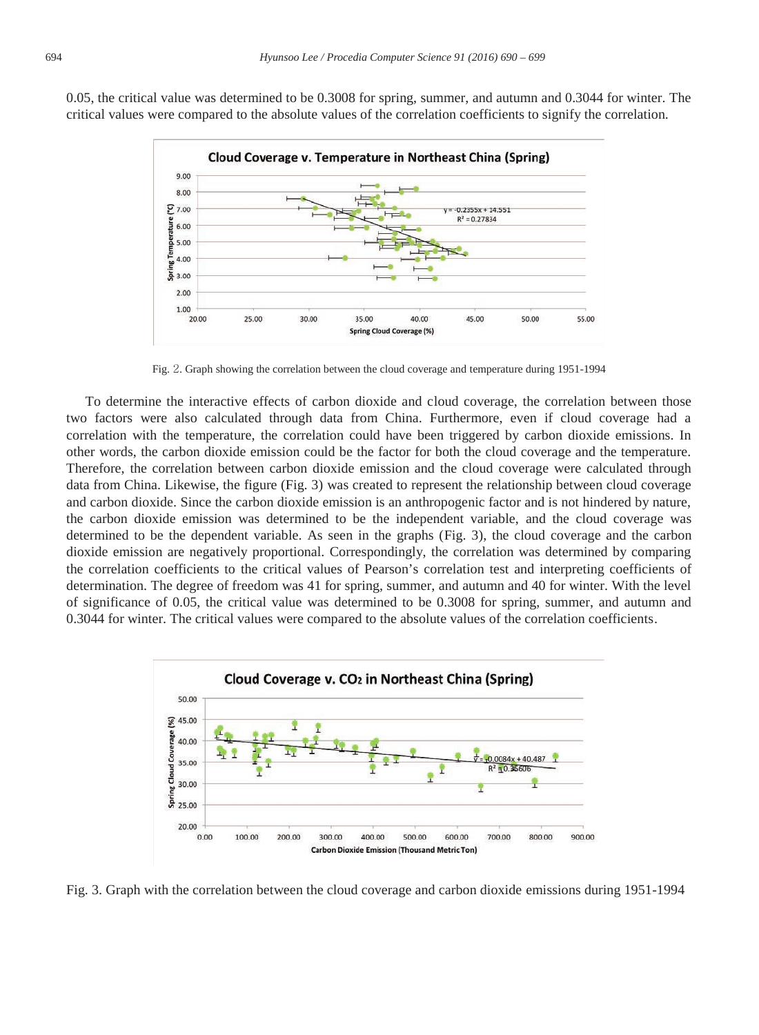0.05, the critical value was determined to be 0.3008 for spring, summer, and autumn and 0.3044 for winter. The critical values were compared to the absolute values of the correlation coefficients to signify the correlation.

Fig. 2. Graph showing the correlation between the cloud coverage and temperature during 1951-1994

To determine the interactive effects of carbon dioxide and cloud coverage, the correlation between those two factors were also calculated through data from China. Furthermore, even if cloud coverage had a correlation with the temperature, the correlation could have been triggered by carbon dioxide emissions. In other words, the carbon dioxide emission could be the factor for both the cloud coverage and the temperature. Therefore, the correlation between carbon dioxide emission and the cloud coverage were calculated through data from China. Likewise, the figure (Fig. 3) was created to represent the relationship between cloud coverage and carbon dioxide. Since the carbon dioxide emission is an anthropogenic factor and is not hindered by nature, the carbon dioxide emission was determined to be the independent variable, and the cloud coverage was determined to be the dependent variable. As seen in the graphs (Fig. 3), the cloud coverage and the carbon dioxide emission are negatively proportional. Correspondingly, the correlation was determined by comparing the correlation coefficients to the critical values of Pearson's correlation test and interpreting coefficients of determination. The degree of freedom was 41 for spring, summer, and autumn and 40 for winter. With the level of significance of 0.05, the critical value was determined to be 0.3008 for spring, summer, and autumn and 0.3044 for winter. The critical values were compared to the absolute values of the correlation coefficients.

Fig. 3. Graph with the correlation between the cloud coverage and carbon dioxide emissions during 1951-1994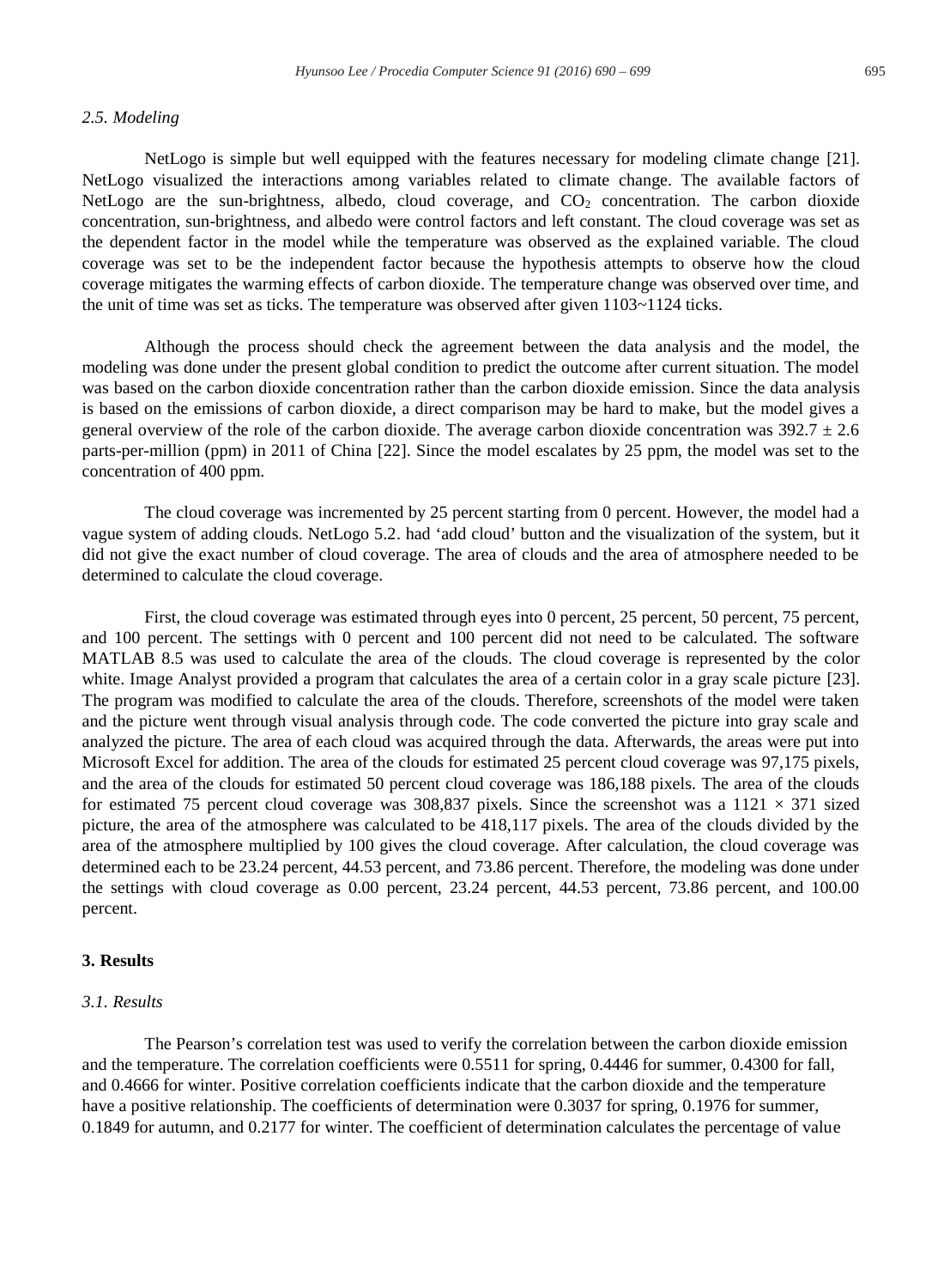### 2.5. Modeling

NetLogo is simple but well equipped with the features necessary for modeling climate change [21]. NetLogo visualized the interactions among variables related to climate change. The available factors of NetLogo are the sun-brightness, albedo, cloud coverage, and $CO_2$ concentration. The carbon dioxide concentration, sun-brightness, and albedo were control factors and left constant. The cloud coverage was set as the dependent factor in the model while the temperature was observed as the explained variable. The cloud coverage was set to be the independent factor because the hypothesis attempts to observe how the cloud coverage mitigates the warming effects of carbon dioxide. The temperature change was observed over time, and the unit of time was set as ticks. The temperature was observed after given 1103~1124 ticks.

Although the process should check the agreement between the data analysis and the model, the modeling was done under the present global condition to predict the outcome after current situation. The model was based on the carbon dioxide concentration rather than the carbon dioxide emission. Since the data analysis is based on the emissions of carbon dioxide, a direct comparison may be hard to make, but the model gives a general overview of the role of the carbon dioxide. The average carbon dioxide concentration was $392.7 \pm 2.6$ parts-per-million (ppm) in 2011 of China [22]. Since the model escalates by 25 ppm, the model was set to the concentration of 400 ppm.

The cloud coverage was incremented by 25 percent starting from 0 percent. However, the model had a vague system of adding clouds. NetLogo 5.2. had 'add cloud' button and the visualization of the system, but it did not give the exact number of cloud coverage. The area of clouds and the area of atmosphere needed to be determined to calculate the cloud coverage.

First, the cloud coverage was estimated through eyes into 0 percent, 25 percent, 50 percent, 75 percent, and 100 percent. The settings with 0 percent and 100 percent did not need to be calculated. The software MATLAB 8.5 was used to calculate the area of the clouds. The cloud coverage is represented by the color white. Image Analyst provided a program that calculates the area of a certain color in a gray scale picture [23]. The program was modified to calculate the area of the clouds. Therefore, screenshots of the model were taken and the picture went through visual analysis through code. The code converted the picture into gray scale and analyzed the picture. The area of each cloud was acquired through the data. Afterwards, the areas were put into Microsoft Excel for addition. The area of the clouds for estimated 25 percent cloud coverage was 97,175 pixels, and the area of the clouds for estimated 50 percent cloud coverage was 186,188 pixels. The area of the clouds for estimated 75 percent cloud coverage was 308,837 pixels. Since the screenshot was a $1121 \times 371$ sized picture, the area of the atmosphere was calculated to be 418,117 pixels. The area of the clouds divided by the area of the atmosphere multiplied by 100 gives the cloud coverage. After calculation, the cloud coverage was determined each to be 23.24 percent, 44.53 percent, and 73.86 percent. Therefore, the modeling was done under the settings with cloud coverage as 0.00 percent, 23.24 percent, 44.53 percent, 73.86 percent, and 100.00 percent.

## 3. Results

### 3.1. Results

The Pearson's correlation test was used to verify the correlation between the carbon dioxide emission and the temperature. The correlation coefficients were 0.5511 for spring, 0.4446 for summer, 0.4300 for fall, and 0.4666 for winter. Positive correlation coefficients indicate that the carbon dioxide and the temperature have a positive relationship. The coefficients of determination were 0.3037 for spring, 0.1976 for summer, 0.1849 for autumn, and 0.2177 for winter. The coefficient of determination calculates the percentage of value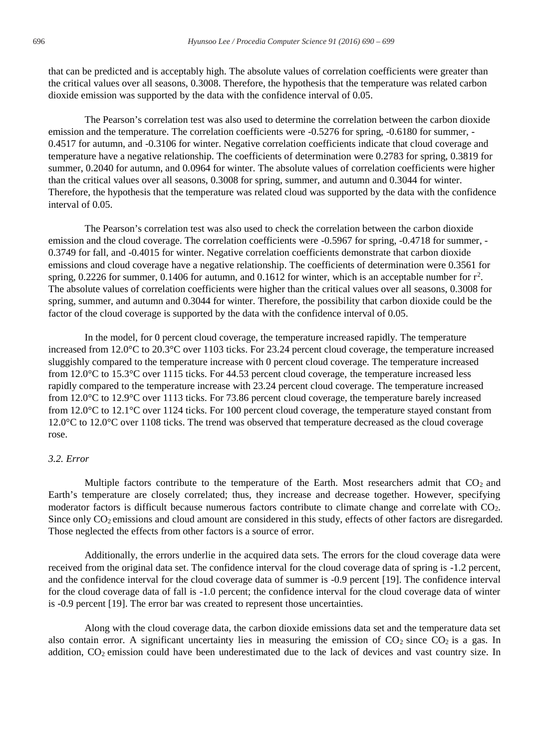that can be predicted and is acceptably high. The absolute values of correlation coefficients were greater than the critical values over all seasons, 0.3008. Therefore, the hypothesis that the temperature was related carbon dioxide emission was supported by the data with the confidence interval of 0.05.

The Pearson's correlation test was also used to determine the correlation between the carbon dioxide emission and the temperature. The correlation coefficients were -0.5276 for spring, -0.6180 for summer, -0.4517 for autumn, and -0.3106 for winter. Negative correlation coefficients indicate that cloud coverage and temperature have a negative relationship. The coefficients of determination were 0.2783 for spring, 0.3819 for summer, 0.2040 for autumn, and 0.0964 for winter. The absolute values of correlation coefficients were higher than the critical values over all seasons, 0.3008 for spring, summer, and autumn and 0.3044 for winter. Therefore, the hypothesis that the temperature was related cloud was supported by the data with the confidence interval of 0.05.

The Pearson's correlation test was also used to check the correlation between the carbon dioxide emission and the cloud coverage. The correlation coefficients were -0.5967 for spring, -0.4718 for summer, -0.3749 for fall, and -0.4015 for winter. Negative correlation coefficients demonstrate that carbon dioxide emissions and cloud coverage have a negative relationship. The coefficients of determination were 0.3561 for spring, 0.2226 for summer, 0.1406 for autumn, and 0.1612 for winter, which is an acceptable number for $r^2$. The absolute values of correlation coefficients were higher than the critical values over all seasons, 0.3008 for spring, summer, and autumn and 0.3044 for winter. Therefore, the possibility that carbon dioxide could be the factor of the cloud coverage is supported by the data with the confidence interval of 0.05.

In the model, for 0 percent cloud coverage, the temperature increased rapidly. The temperature increased from 12.0°C to 20.3°C over 1103 ticks. For 23.24 percent cloud coverage, the temperature increased sluggishly compared to the temperature increase with 0 percent cloud coverage. The temperature increased from 12.0°C to 15.3°C over 1115 ticks. For 44.53 percent cloud coverage, the temperature increased less rapidly compared to the temperature increase with 23.24 percent cloud coverage. The temperature increased from 12.0°C to 12.9°C over 1113 ticks. For 73.86 percent cloud coverage, the temperature barely increased from 12.0°C to 12.1°C over 1124 ticks. For 100 percent cloud coverage, the temperature stayed constant from 12.0°C to 12.0°C over 1108 ticks. The trend was observed that temperature decreased as the cloud coverage rose.

### *3.2. Error*

Multiple factors contribute to the temperature of the Earth. Most researchers admit that $CO_2$ and Earth's temperature are closely correlated; thus, they increase and decrease together. However, specifying moderator factors is difficult because numerous factors contribute to climate change and correlate with $CO_2$. Since only $CO_2$ emissions and cloud amount are considered in this study, effects of other factors are disregarded. Those neglected the effects from other factors is a source of error.

Additionally, the errors underlie in the acquired data sets. The errors for the cloud coverage data were received from the original data set. The confidence interval for the cloud coverage data of spring is -1.2 percent, and the confidence interval for the cloud coverage data of summer is -0.9 percent [19]. The confidence interval for the cloud coverage data of fall is -1.0 percent; the confidence interval for the cloud coverage data of winter is -0.9 percent [19]. The error bar was created to represent those uncertainties.

Along with the cloud coverage data, the carbon dioxide emissions data set and the temperature data set also contain error. A significant uncertainty lies in measuring the emission of $CO_2$ since $CO_2$ is a gas. In addition, $CO_2$ emission could have been underestimated due to the lack of devices and vast country size. In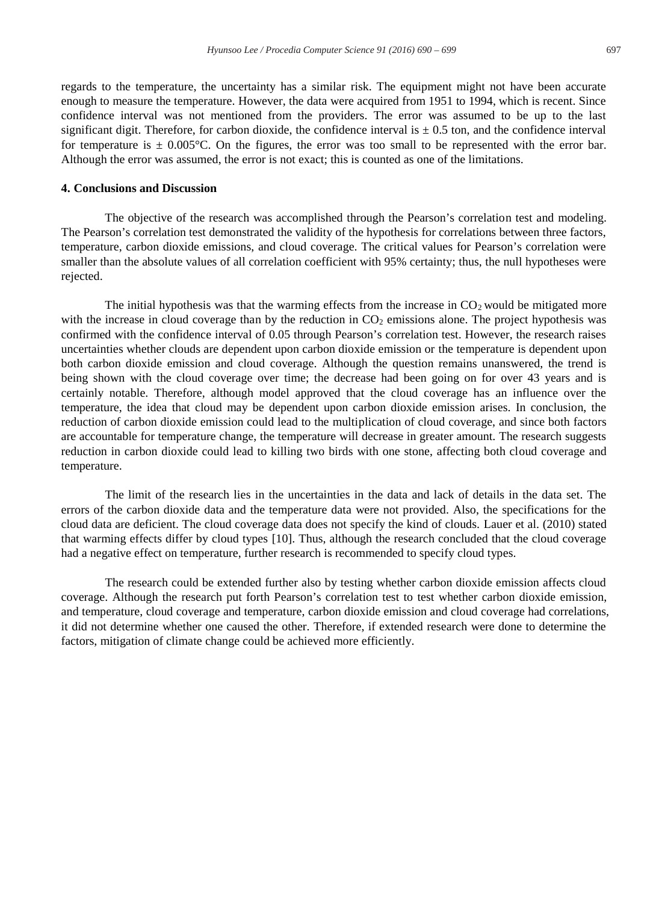regards to the temperature, the uncertainty has a similar risk. The equipment might not have been accurate enough to measure the temperature. However, the data were acquired from 1951 to 1994, which is recent. Since confidence interval was not mentioned from the providers. The error was assumed to be up to the last significant digit. Therefore, for carbon dioxide, the confidence interval is ± 0.5 ton, and the confidence interval for temperature is ± 0.005°C. On the figures, the error was too small to be represented with the error bar. Although the error was assumed, the error is not exact; this is counted as one of the limitations.

## 4. Conclusions and Discussion

The objective of the research was accomplished through the Pearson's correlation test and modeling. The Pearson's correlation test demonstrated the validity of the hypothesis for correlations between three factors, temperature, carbon dioxide emissions, and cloud coverage. The critical values for Pearson's correlation were smaller than the absolute values of all correlation coefficient with 95% certainty; thus, the null hypotheses were rejected.

The initial hypothesis was that the warming effects from the increase in $CO_2$ would be mitigated more with the increase in cloud coverage than by the reduction in $CO_2$ emissions alone. The project hypothesis was confirmed with the confidence interval of 0.05 through Pearson's correlation test. However, the research raises uncertainties whether clouds are dependent upon carbon dioxide emission or the temperature is dependent upon both carbon dioxide emission and cloud coverage. Although the question remains unanswered, the trend is being shown with the cloud coverage over time; the decrease had been going on for over 43 years and is certainly notable. Therefore, although model approved that the cloud coverage has an influence over the temperature, the idea that cloud may be dependent upon carbon dioxide emission arises. In conclusion, the reduction of carbon dioxide emission could lead to the multiplication of cloud coverage, and since both factors are accountable for temperature change, the temperature will decrease in greater amount. The research suggests reduction in carbon dioxide could lead to killing two birds with one stone, affecting both cloud coverage and temperature.

The limit of the research lies in the uncertainties in the data and lack of details in the data set. The errors of the carbon dioxide data and the temperature data were not provided. Also, the specifications for the cloud data are deficient. The cloud coverage data does not specify the kind of clouds. Lauer et al. (2010) stated that warming effects differ by cloud types [10]. Thus, although the research concluded that the cloud coverage had a negative effect on temperature, further research is recommended to specify cloud types.

The research could be extended further also by testing whether carbon dioxide emission affects cloud coverage. Although the research put forth Pearson's correlation test to test whether carbon dioxide emission, and temperature, cloud coverage and temperature, carbon dioxide emission and cloud coverage had correlations, it did not determine whether one caused the other. Therefore, if extended research were done to determine the factors, mitigation of climate change could be achieved more efficiently.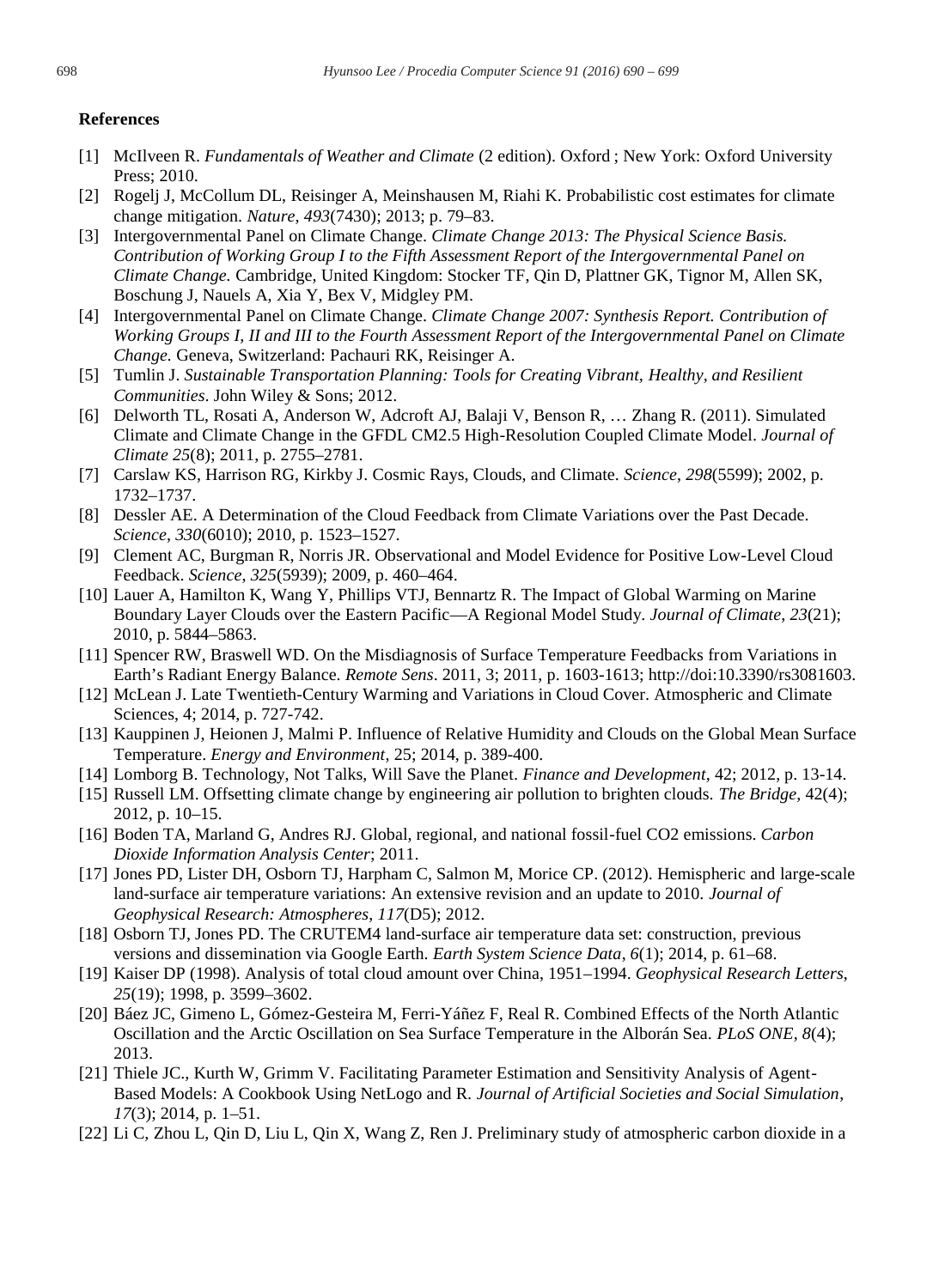**References**

[1] McIlveen R. *Fundamentals of Weather and Climate* (2 edition). Oxford ; New York: Oxford University Press; 2010.

[2] Rogelj J, McCollum DL, Reisinger A, Meinshausen M, Riahi K. Probabilistic cost estimates for climate change mitigation. *Nature*, *493*(7430); 2013; p. 79–83.

[3] Intergovernmental Panel on Climate Change. *Climate Change 2013: The Physical Science Basis. Contribution of Working Group I to the Fifth Assessment Report of the Intergovernmental Panel on Climate Change.* Cambridge, United Kingdom: Stocker TF, Qin D, Plattner GK, Tignor M, Allen SK, Boschung J, Nauels A, Xia Y, Bex V, Midgley PM.

[4] Intergovernmental Panel on Climate Change. *Climate Change 2007: Synthesis Report. Contribution of Working Groups I, II and III to the Fourth Assessment Report of the Intergovernmental Panel on Climate Change.* Geneva, Switzerland: Pachauri RK, Reisinger A.

[5] Tumlin J. *Sustainable Transportation Planning: Tools for Creating Vibrant, Healthy, and Resilient Communities*. John Wiley & Sons; 2012.

[6] Delworth TL, Rosati A, Anderson W, Adcroft AJ, Balaji V, Benson R, … Zhang R. (2011). Simulated Climate and Climate Change in the GFDL CM2.5 High-Resolution Coupled Climate Model. *Journal of Climate 25*(8); 2011, p. 2755–2781.

[7] Carslaw KS, Harrison RG, Kirkby J. Cosmic Rays, Clouds, and Climate. *Science*, *298*(5599); 2002, p. 1732–1737.

[8] Dessler AE. A Determination of the Cloud Feedback from Climate Variations over the Past Decade. *Science*, *330*(6010); 2010, p. 1523–1527.

[9] Clement AC, Burgman R, Norris JR. Observational and Model Evidence for Positive Low-Level Cloud Feedback. *Science*, *325*(5939); 2009, p. 460–464.

[10] Lauer A, Hamilton K, Wang Y, Phillips VTJ, Bennartz R. The Impact of Global Warming on Marine Boundary Layer Clouds over the Eastern Pacific—A Regional Model Study. *Journal of Climate*, *23*(21); 2010, p. 5844–5863.

[11] Spencer RW, Braswell WD. On the Misdiagnosis of Surface Temperature Feedbacks from Variations in Earth's Radiant Energy Balance. *Remote Sens*. 2011, 3; 2011, p. 1603-1613; http://doi:10.3390/rs3081603.

[12] McLean J. Late Twentieth-Century Warming and Variations in Cloud Cover. Atmospheric and Climate Sciences, 4; 2014, p. 727-742.

[13] Kauppinen J, Heionen J, Malmi P. Influence of Relative Humidity and Clouds on the Global Mean Surface Temperature. *Energy and Environment*, 25; 2014, p. 389-400.

[14] Lomborg B. Technology, Not Talks, Will Save the Planet. *Finance and Development*, 42; 2012, p. 13-14.

[15] Russell LM. Offsetting climate change by engineering air pollution to brighten clouds. *The Bridge*, 42(4); 2012, p. 10–15.

[16] Boden TA, Marland G, Andres RJ. Global, regional, and national fossil-fuel CO2 emissions. *Carbon Dioxide Information Analysis Center*; 2011.

[17] Jones PD, Lister DH, Osborn TJ, Harpham C, Salmon M, Morice CP. (2012). Hemispheric and large-scale land-surface air temperature variations: An extensive revision and an update to 2010. *Journal of Geophysical Research: Atmospheres*, *117*(D5); 2012.

[18] Osborn TJ, Jones PD. The CRUTEM4 land-surface air temperature data set: construction, previous versions and dissemination via Google Earth. *Earth System Science Data*, *6*(1); 2014, p. 61–68.

[19] Kaiser DP (1998). Analysis of total cloud amount over China, 1951–1994. *Geophysical Research Letters*, *25*(19); 1998, p. 3599–3602.

[20] Báez JC, Gimeno L, Gómez-Gesteira M, Ferri-Yáñez F, Real R. Combined Effects of the North Atlantic Oscillation and the Arctic Oscillation on Sea Surface Temperature in the Alborán Sea. *PLoS ONE*, *8*(4); 2013.

[21] Thiele JC., Kurth W, Grimm V. Facilitating Parameter Estimation and Sensitivity Analysis of Agent-Based Models: A Cookbook Using NetLogo and R. *Journal of Artificial Societies and Social Simulation*, *17*(3); 2014, p. 1–51.

[22] Li C, Zhou L, Qin D, Liu L, Qin X, Wang Z, Ren J. Preliminary study of atmospheric carbon dioxide in a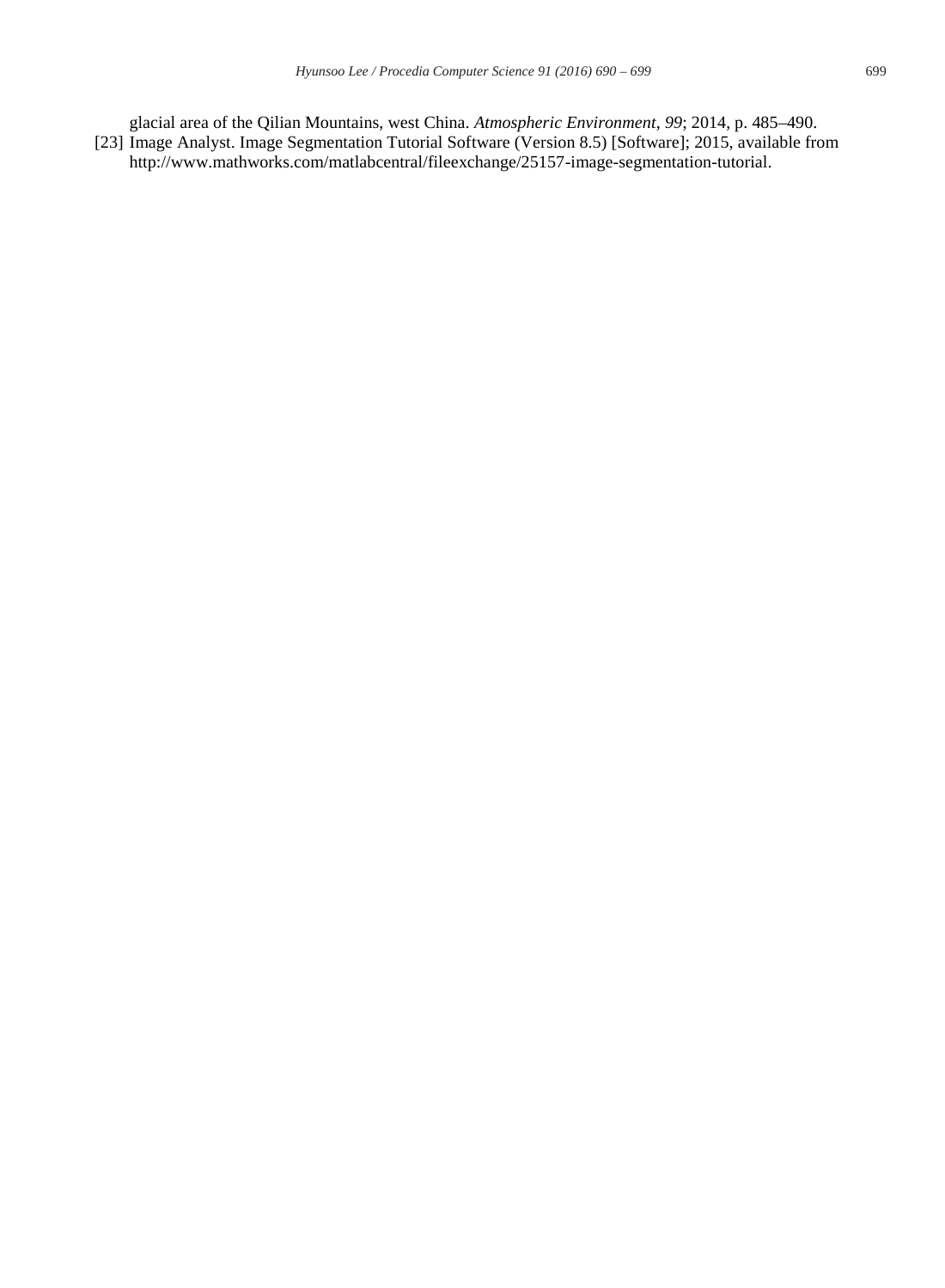glacial area of the Qilian Mountains, west China. *Atmospheric Environment*, *99*; 2014, p. 485–490.

[23] Image Analyst. Image Segmentation Tutorial Software (Version 8.5) [Software]; 2015, available from http://www.mathworks.com/matlabcentral/fileexchange/25157-image-segmentation-tutorial.